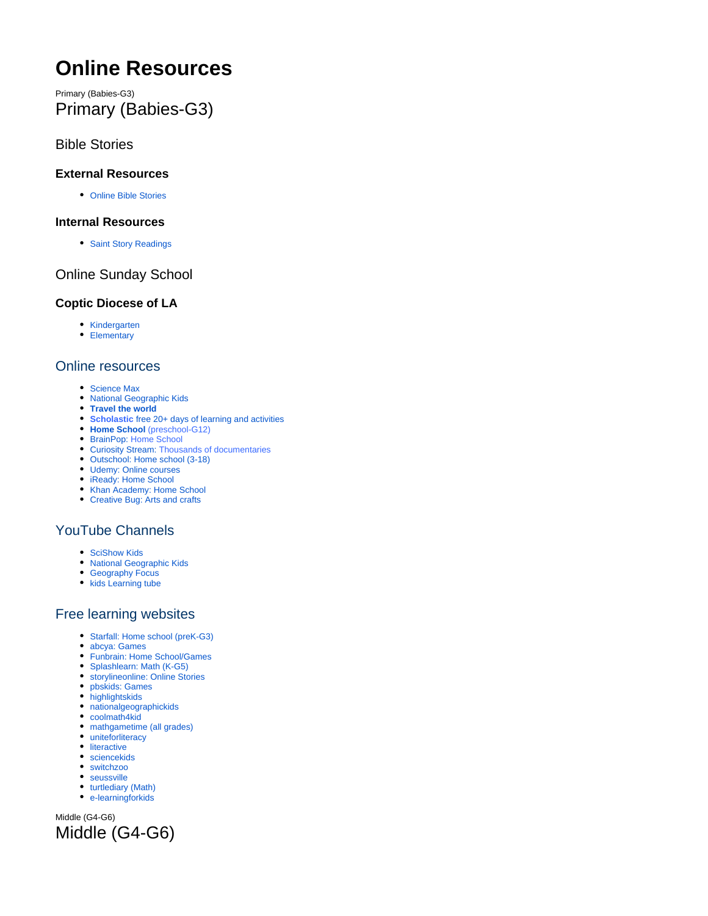# Online Resources

Primary (Babies-G3)

## Primary (Babies-G3)

### Bible Stories

#### External Resources

- Online Bible Stories

#### Internal Resources

- Saint Story Readings

### Online Sunday School

#### Coptic Diocese of LA

- Kindergarten
- Elementary

### Online resources

- Science Max
- National Geographic Kids
- **Travel the world**
- **Scholastic** free 20+ days of learning and activities
- **Home School** (preschool-G12)
- BrainPop: Home School
- Curiosity Stream: Thousands of documentaries
- Outschool: Home school (3-18)
- Udemy: Online courses
- iReady: Home School
- Khan Academy: Home School
- Creative Bug: Arts and crafts

### YouTube Channels

- SciShow Kids
- National Geographic Kids
- Geography Focus
- kids Learning tube

### Free learning websites

- Starfall: Home school (preK-G3)
- abcya: Games
- Funbrain: Home School/Games
- Splashlearn: Math (K-G5)
- storylineonline: Online Stories
- pbskids: Games
- highlightskids
- nationalgeographickids
- coolmath4kid
- mathgametime (all grades)
- uniteforliteracy
- literactive
- sciencekids
- switchzoo
- seussville
- turtlediary (Math)
- e-learningforkids

Middle (G4-G6)

## Middle (G4-G6)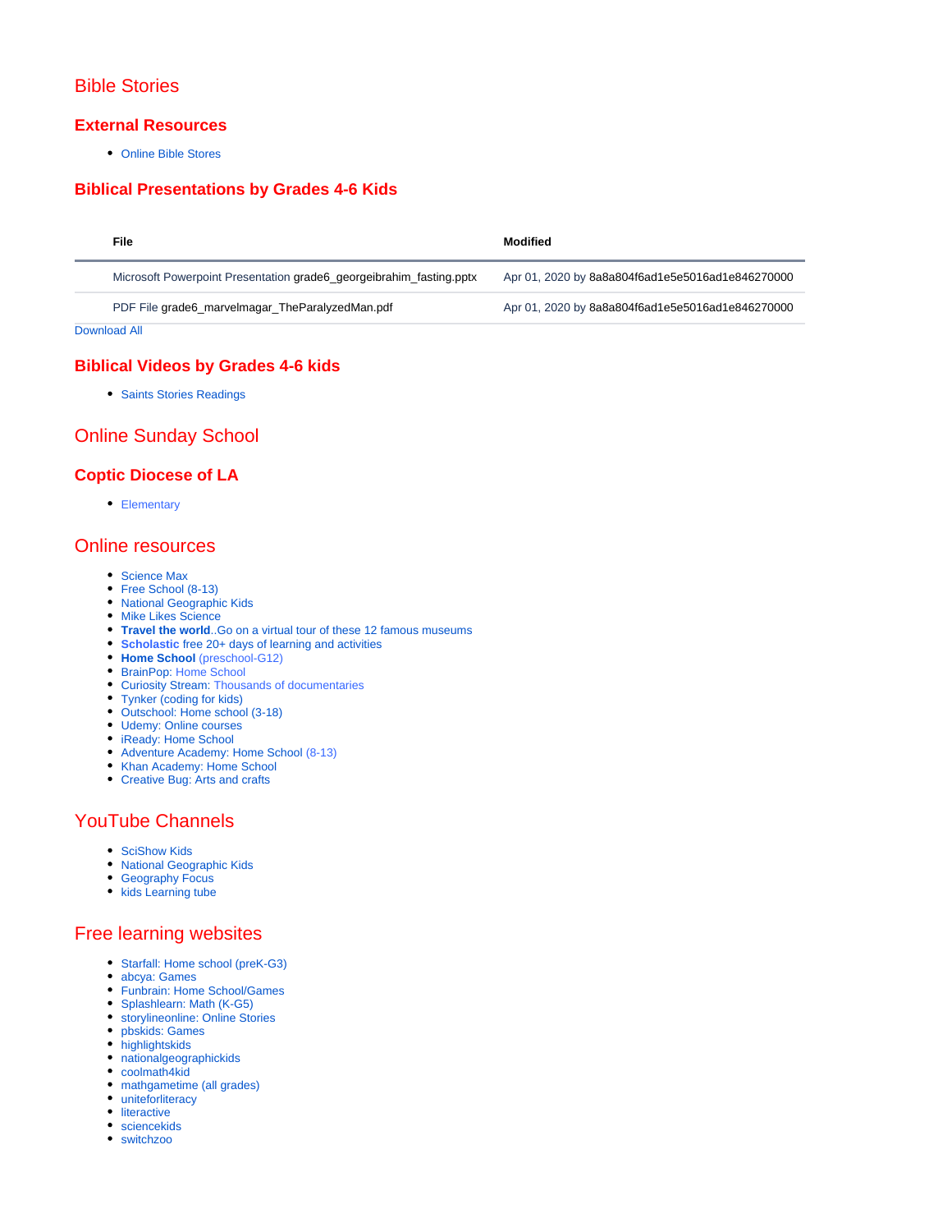# Bible Stories

## External Resources

- Online Bible Stores

## Biblical Presentations by Grades 4-6 Kids

| File | Modified |
|---|---|
| Microsoft Powerpoint Presentation grade6_georgeibrahim_fasting.pptx | Apr 01, 2020 by 8a8a804f6ad1e5e5016ad1e846270000 |
| PDF File grade6_marvelmagar_TheParalyzedMan.pdf | Apr 01, 2020 by 8a8a804f6ad1e5e5016ad1e846270000 |

Download All

## Biblical Videos by Grades 4-6 kids

- Saints Stories Readings

# Online Sunday School

## Coptic Diocese of LA

- Elementary

# Online resources

- Science Max
- Free School (8-13)
- National Geographic Kids
- Mike Likes Science
- **Travel the world**..Go on a virtual tour of these 12 famous museums
- **Scholastic** free 20+ days of learning and activities
- **Home School** (preschool-G12)
- BrainPop: Home School
- Curiosity Stream: Thousands of documentaries
- Tynker (coding for kids)
- Outschool: Home school (3-18)
- Udemy: Online courses
- iReady: Home School
- Adventure Academy: Home School (8-13)
- Khan Academy: Home School
- Creative Bug: Arts and crafts

# YouTube Channels

- SciShow Kids
- National Geographic Kids
- Geography Focus
- kids Learning tube

# Free learning websites

- Starfall: Home school (preK-G3)
- abcya: Games
- Funbrain: Home School/Games
- Splashlearn: Math (K-G5)
- storylineonline: Online Stories
- pbskids: Games
- highlightskids
- nationalgeographickids
- coolmath4kid
- mathgametime (all grades)
- uniteforliteracy
- literactive
- sciencekids
- switchzoo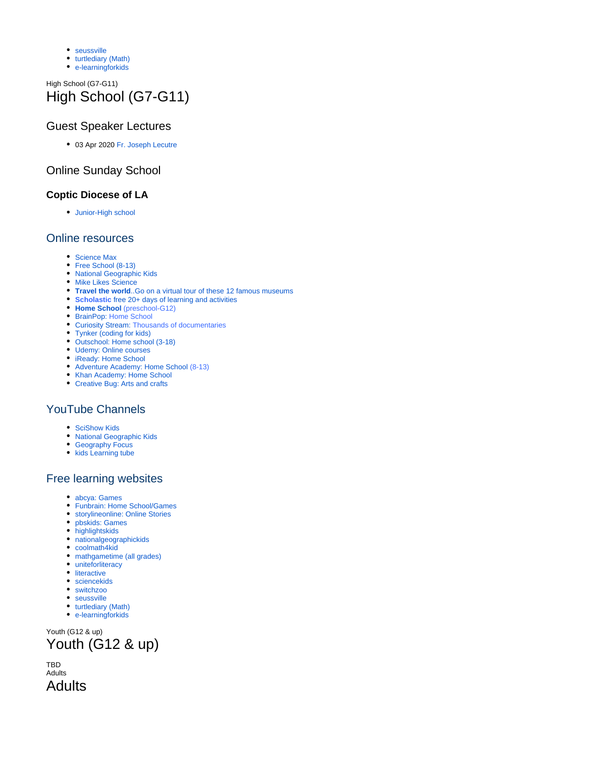- seussville
- turtlediary (Math)
- e-learningforkids

High School (G7-G11)

# High School (G7-G11)

## Guest Speaker Lectures

- 03 Apr 2020 Fr. Joseph Lecutre

## Online Sunday School

### Coptic Diocese of LA

- Junior-High school

## Online resources

- Science Max
- Free School (8-13)
- National Geographic Kids
- Mike Likes Science
- **Travel the world**..Go on a virtual tour of these 12 famous museums
- **Scholastic** free 20+ days of learning and activities
- **Home School** (preschool-G12)
- BrainPop: Home School
- Curiosity Stream: Thousands of documentaries
- Tynker (coding for kids)
- Outschool: Home school (3-18)
- Udemy: Online courses
- iReady: Home School
- Adventure Academy: Home School (8-13)
- Khan Academy: Home School
- Creative Bug: Arts and crafts

## YouTube Channels

- SciShow Kids
- National Geographic Kids
- Geography Focus
- kids Learning tube

## Free learning websites

- abcya: Games
- Funbrain: Home School/Games
- storylineonline: Online Stories
- pbskids: Games
- highlightskids
- nationalgeographickids
- coolmath4kid
- mathgametime (all grades)
- uniteforliteracy
- literactive
- sciencekids
- switchzoo
- seussville
- turtlediary (Math)
- e-learningforkids

Youth (G12 & up)

# Youth (G12 & up)

TBD

Adults

# Adults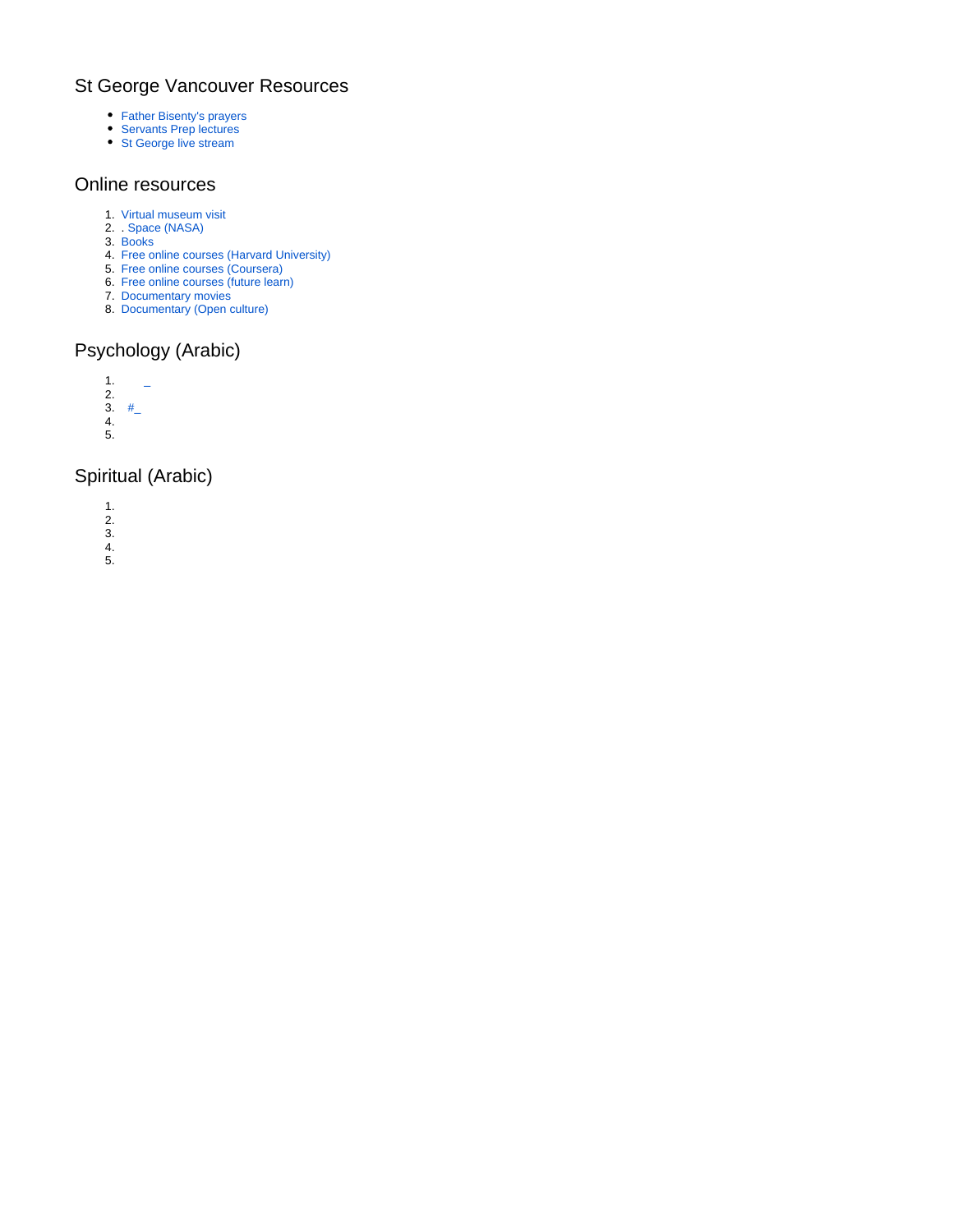## St George Vancouver Resources

- Father Bisenty's prayers
- Servants Prep lectures
- St George live stream

## Online resources

1. Virtual museum visit
2. . Space (NASA)
3. Books
4. Free online courses (Harvard University)
5. Free online courses (Coursera)
6. Free online courses (future learn)
7. Documentary movies
8. Documentary (Open culture)

## Psychology (Arabic)

1. _
2.
3. #_
4.
5.

## Spiritual (Arabic)

1.
2.
3.
4.
5.